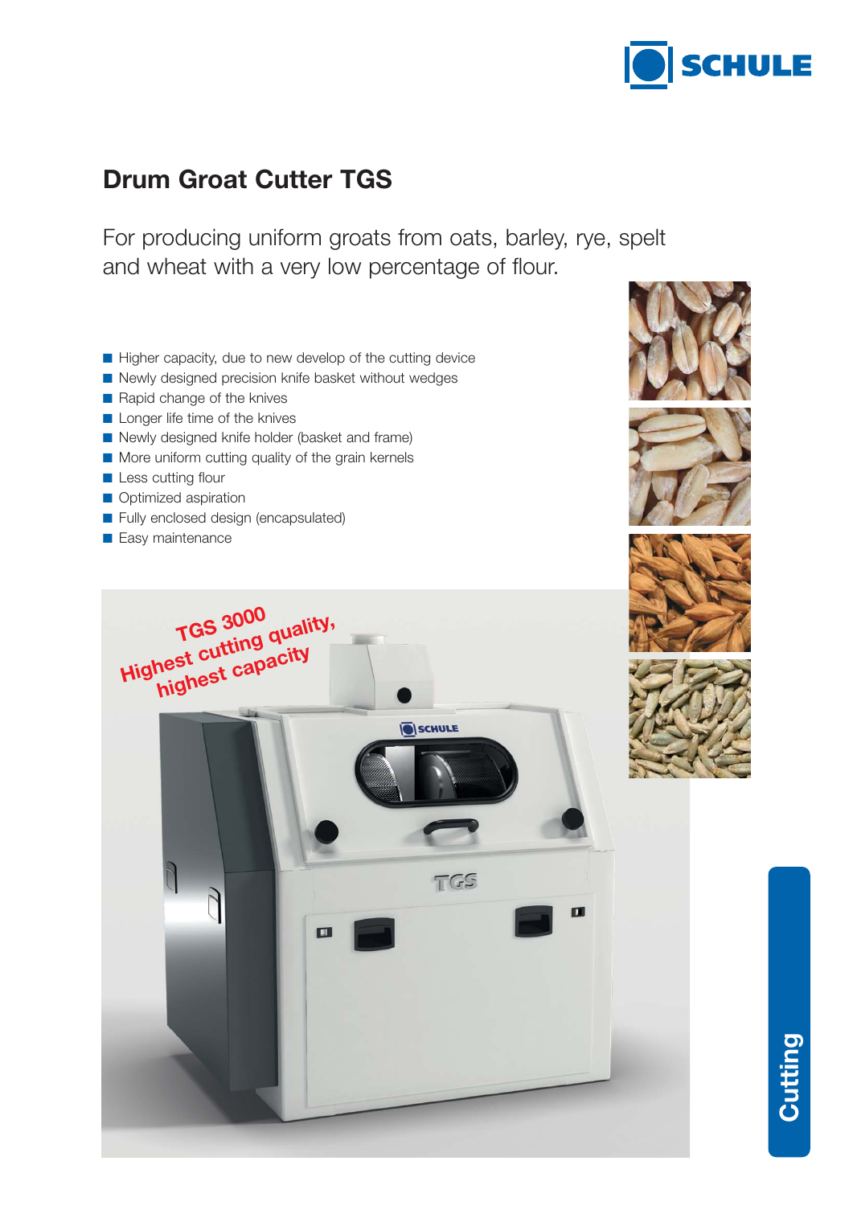# Drum Groat Cutter TGS

For producing uniform groats from oats, barley, rye, spelt and wheat with a very low percentage of flour.

- Higher capacity, due to new develop of the cutting device
- Newly designed precision knife basket without wedges
- Rapid change of the knives
- Longer life time of the knives
- Newly designed knife holder (basket and frame)
- More uniform cutting quality of the grain kernels
- Less cutting flour
- Optimized aspiration
- Fully enclosed design (encapsulated)
- Easy maintenance

**TGS 3000**
**Highest cutting quality, highest capacity**

Cutting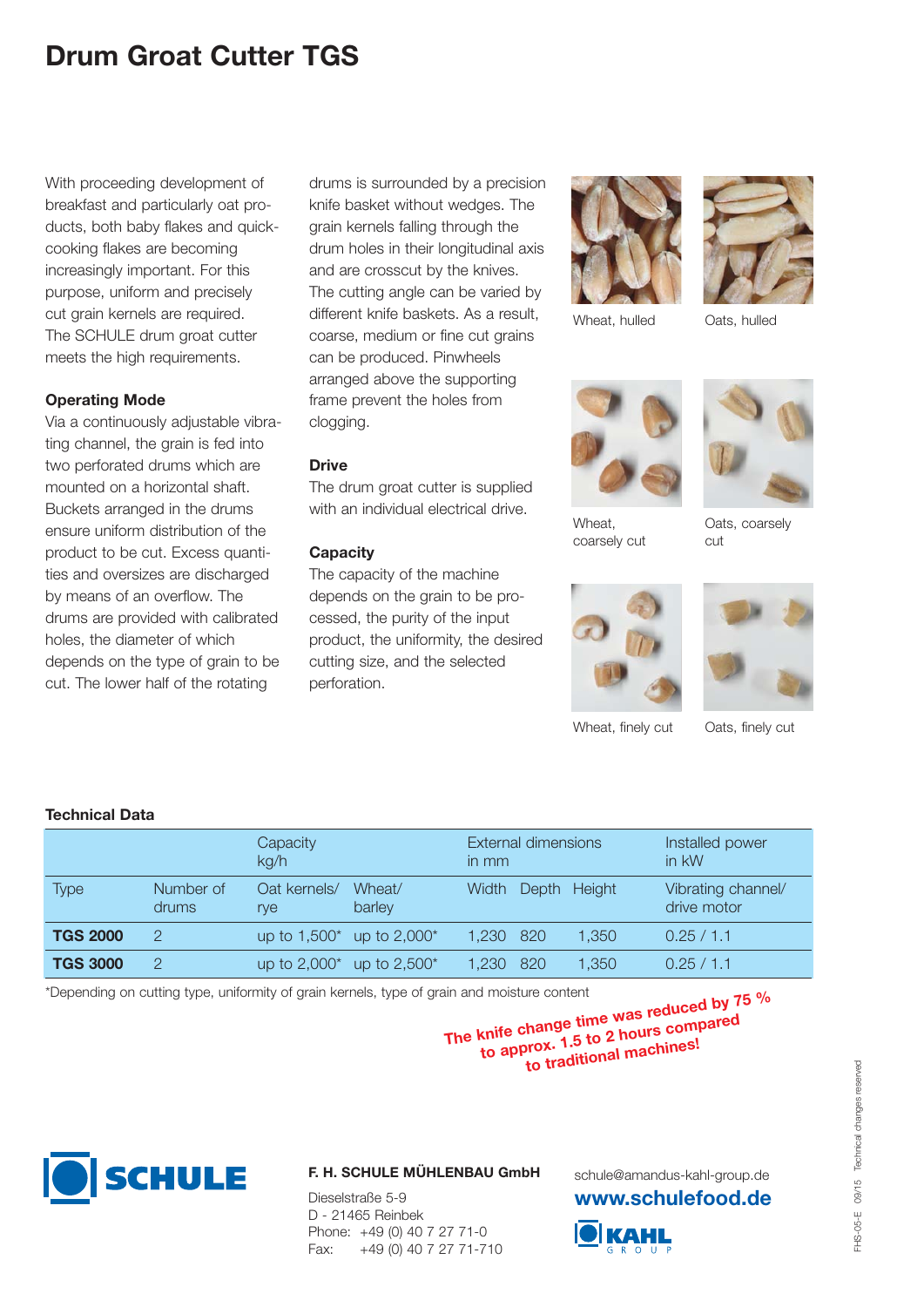# Drum Groat Cutter TGS

With proceeding development of breakfast and particularly oat products, both baby flakes and quick-cooking flakes are becoming increasingly important. For this purpose, uniform and precisely cut grain kernels are required. The SCHULE drum groat cutter meets the high requirements.

### Operating Mode

Via a continuously adjustable vibrating channel, the grain is fed into two perforated drums which are mounted on a horizontal shaft. Buckets arranged in the drums ensure uniform distribution of the product to be cut. Excess quantities and oversizes are discharged by means of an overflow. The drums are provided with calibrated holes, the diameter of which depends on the type of grain to be cut. The lower half of the rotating drums is surrounded by a precision knife basket without wedges. The grain kernels falling through the drum holes in their longitudinal axis and are crosscut by the knives. The cutting angle can be varied by different knife baskets. As a result, coarse, medium or fine cut grains can be produced. Pinwheels arranged above the supporting frame prevent the holes from clogging.

### Drive

The drum groat cutter is supplied with an individual electrical drive.

### Capacity

The capacity of the machine depends on the grain to be processed, the purity of the input product, the uniformity, the desired cutting size, and the selected perforation.

Wheat, hulled

Oats, hulled

Wheat, coarsely cut

Oats, coarsely cut

Wheat, finely cut

Oats, finely cut

### Technical Data

| | | Capacity kg/h | | External dimensions in mm | | | Installed power in kW |
|---|---|---|---|---|---|---|---|
| Type | Number of drums | Oat kernels/ rye | Wheat/ barley | Width | Depth | Height | Vibrating channel/ drive motor |
| **TGS 2000** | 2 | up to 1,500* | up to 2,000* | 1,230 | 820 | 1,350 | 0.25 / 1.1 |
| **TGS 3000** | 2 | up to 2,000* | up to 2,500* | 1,230 | 820 | 1,350 | 0.25 / 1.1 |

*Depending on cutting type, uniformity of grain kernels, type of grain and moisture content

**The knife change time was reduced by 75 % to approx. 1.5 to 2 hours compared to traditional machines!**

SCHULE

**F. H. SCHULE MÜHLENBAU GmbH**

Dieselstraße 5-9
D - 21465 Reinbek
Phone: +49 (0) 40 7 27 71-0
Fax: +49 (0) 40 7 27 71-710

schule@amandus-kahl-group.de

**www.schulefood.de**

KAHL GROUP

FHS-05-E 09/15 Technical changes reserved